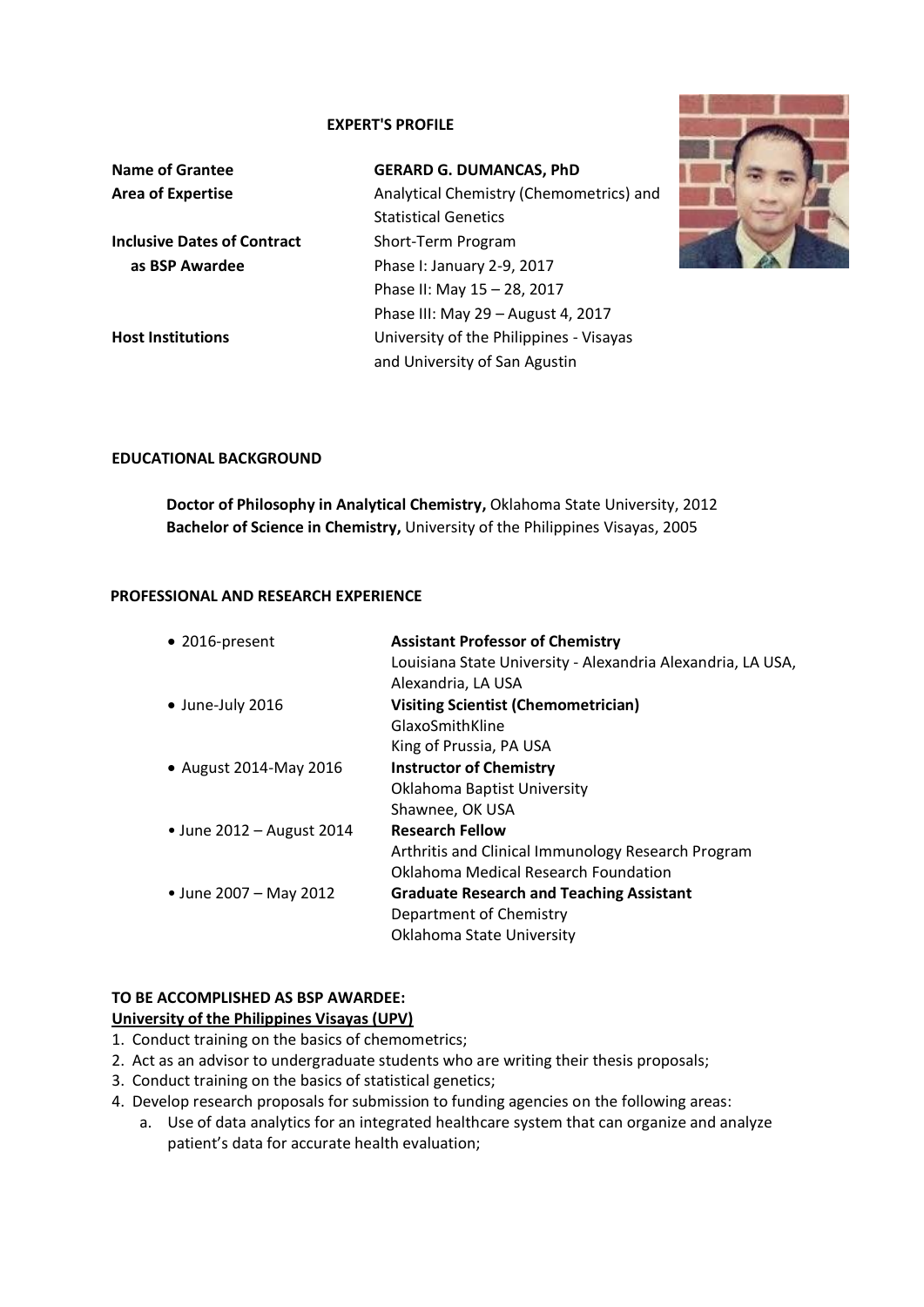**EXPERT'S PROFILE**

| | |
|---|---|
| **Name of Grantee** | **GERARD G. DUMANCAS, PhD** |
| **Area of Expertise** | Analytical Chemistry (Chemometrics) and Statistical Genetics |
| **Inclusive Dates of Contract as BSP Awardee** | Short-Term Program<br>Phase I: January 2-9, 2017<br>Phase II: May 15 – 28, 2017<br>Phase III: May 29 – August 4, 2017 |
| **Host Institutions** | University of the Philippines - Visayas and University of San Agustin |

## EDUCATIONAL BACKGROUND

**Doctor of Philosophy in Analytical Chemistry,** Oklahoma State University, 2012
**Bachelor of Science in Chemistry,** University of the Philippines Visayas, 2005

## PROFESSIONAL AND RESEARCH EXPERIENCE

| | |
|---|---|
| • 2016-present | **Assistant Professor of Chemistry**<br>Louisiana State University - Alexandria Alexandria, LA USA, Alexandria, LA USA |
| • June-July 2016 | **Visiting Scientist (Chemometrician)**<br>GlaxoSmithKline<br>King of Prussia, PA USA |
| • August 2014-May 2016 | **Instructor of Chemistry**<br>Oklahoma Baptist University<br>Shawnee, OK USA |
| • June 2012 – August 2014 | **Research Fellow**<br>Arthritis and Clinical Immunology Research Program<br>Oklahoma Medical Research Foundation |
| • June 2007 – May 2012 | **Graduate Research and Teaching Assistant**<br>Department of Chemistry<br>Oklahoma State University |

## TO BE ACCOMPLISHED AS BSP AWARDEE:

**University of the Philippines Visayas (UPV)**

1. Conduct training on the basics of chemometrics;
2. Act as an advisor to undergraduate students who are writing their thesis proposals;
3. Conduct training on the basics of statistical genetics;
4. Develop research proposals for submission to funding agencies on the following areas:
   a. Use of data analytics for an integrated healthcare system that can organize and analyze patient's data for accurate health evaluation;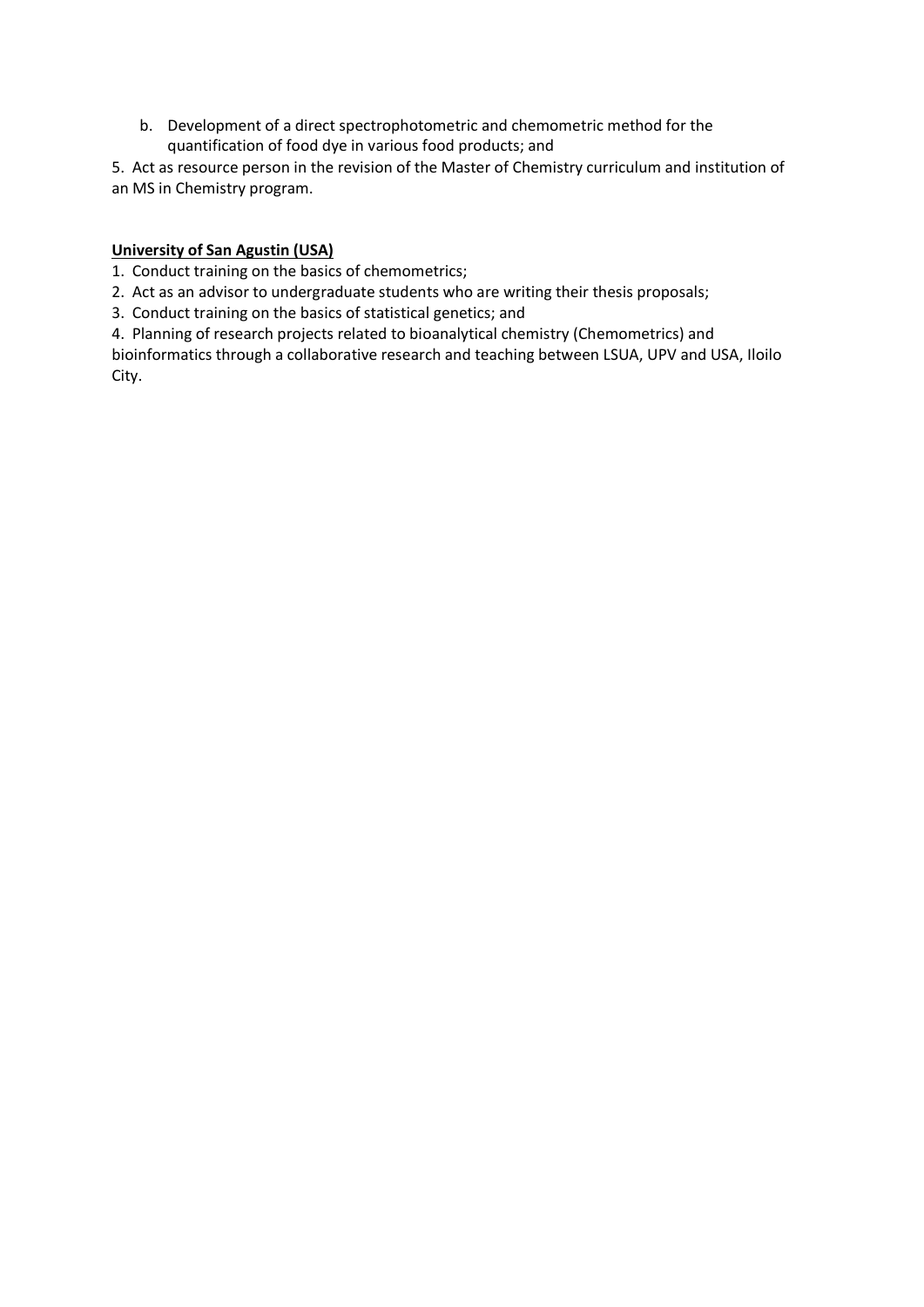b. Development of a direct spectrophotometric and chemometric method for the quantification of food dye in various food products; and

5. Act as resource person in the revision of the Master of Chemistry curriculum and institution of an MS in Chemistry program.

**University of San Agustin (USA)**

1. Conduct training on the basics of chemometrics;
2. Act as an advisor to undergraduate students who are writing their thesis proposals;
3. Conduct training on the basics of statistical genetics; and
4. Planning of research projects related to bioanalytical chemistry (Chemometrics) and bioinformatics through a collaborative research and teaching between LSUA, UPV and USA, Iloilo City.